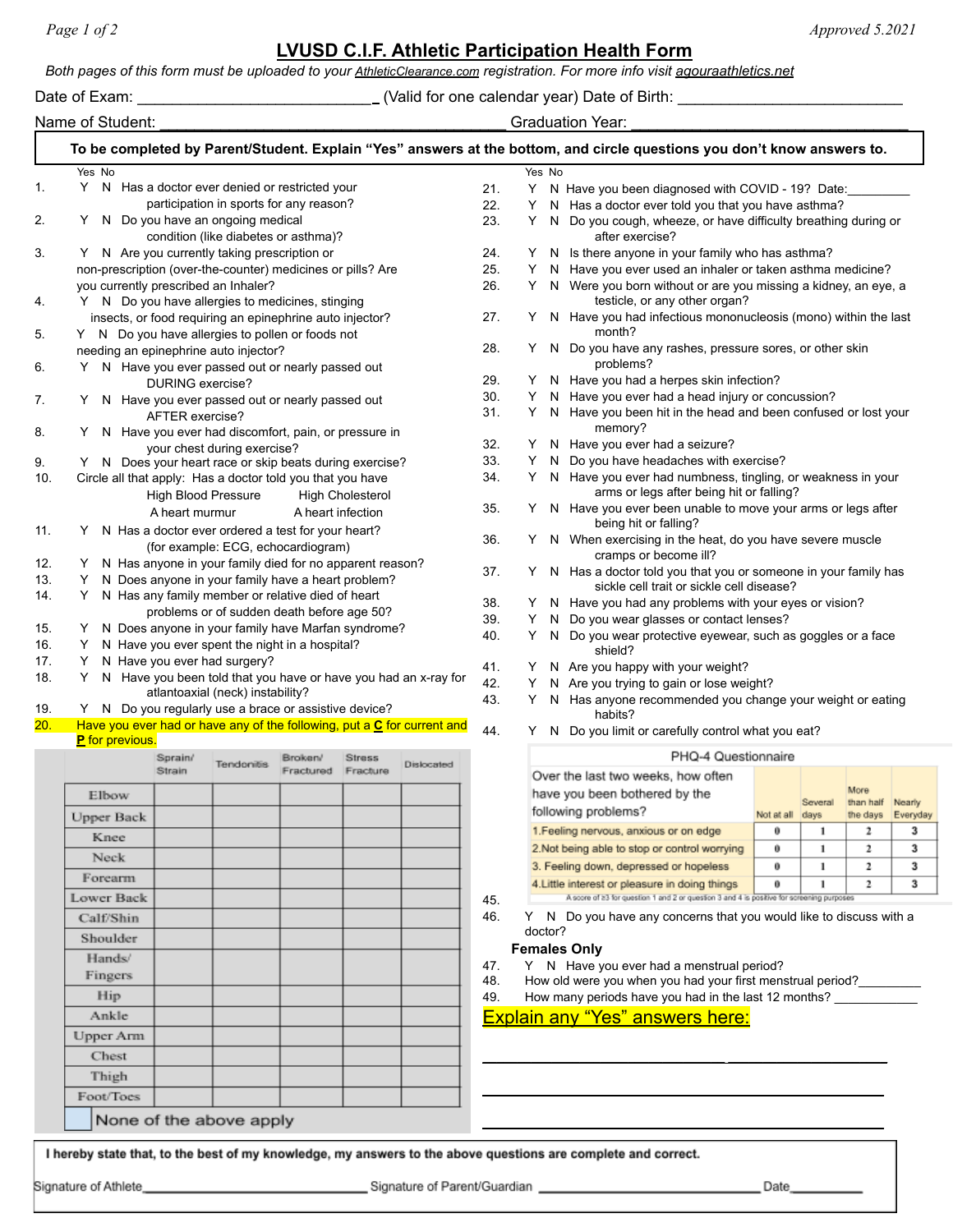# LVUSD C.I.F. Athletic Participation Health Form

Approved 5.2021

*Both pages of this form must be uploaded to your AthleticClearance.com registration. For more info visit agouraathletics.net*

Date of Exam: ____________________________ (Valid for one calendar year) Date of Birth: __________________________

Name of Student: ________________________________________ Graduation Year: ________________________________

**To be completed by Parent/Student. Explain "Yes" answers at the bottom, and circle questions you don't know answers to.**

Yes No

1. Y N Has a doctor ever denied or restricted your participation in sports for any reason?
2. Y N Do you have an ongoing medical condition (like diabetes or asthma)?
3. Y N Are you currently taking prescription or non-prescription (over-the-counter) medicines or pills? Are you currently prescribed an Inhaler?
4. Y N Do you have allergies to medicines, stinging insects, or food requiring an epinephrine auto injector?
5. Y N Do you have allergies to pollen or foods not needing an epinephrine auto injector?
6. Y N Have you ever passed out or nearly passed out DURING exercise?
7. Y N Have you ever passed out or nearly passed out AFTER exercise?
8. Y N Have you ever had discomfort, pain, or pressure in your chest during exercise?
9. Y N Does your heart race or skip beats during exercise?
10. Circle all that apply: Has a doctor told you that you have
    High Blood Pressure High Cholesterol
    A heart murmur A heart infection
11. Y N Has a doctor ever ordered a test for your heart? (for example: ECG, echocardiogram)
12. Y N Has anyone in your family died for no apparent reason?
13. Y N Does anyone in your family have a heart problem?
14. Y N Has any family member or relative died of heart problems or of sudden death before age 50?
15. Y N Does anyone in your family have Marfan syndrome?
16. Y N Have you ever spent the night in a hospital?
17. Y N Have you ever had surgery?
18. Y N Have you been told that you have or have you had an x-ray for atlantoaxial (neck) instability?
19. Y N Do you regularly use a brace or assistive device?
20. Have you ever had or have any of the following, put a **C** for current and **P** for previous.

| | Sprain/ Strain | Tendonitis | Broken/ Fractured | Stress Fracture | Dislocated |
|---|---|---|---|---|---|
| Elbow | | | | | |
| Upper Back | | | | | |
| Knee | | | | | |
| Neck | | | | | |
| Forearm | | | | | |
| Lower Back | | | | | |
| Calf/Shin | | | | | |
| Shoulder | | | | | |
| Hands/ Fingers | | | | | |
| Hip | | | | | |
| Ankle | | | | | |
| Upper Arm | | | | | |
| Chest | | | | | |
| Thigh | | | | | |
| Foot/Toes | | | | | |

☐ None of the above apply

Yes No

21. Y N Have you been diagnosed with COVID - 19? Date:_________
22. Y N Has a doctor ever told you that you have asthma?
23. Y N Do you cough, wheeze, or have difficulty breathing during or after exercise?
24. Y N Is there anyone in your family who has asthma?
25. Y N Have you ever used an inhaler or taken asthma medicine?
26. Y N Were you born without or are you missing a kidney, an eye, a testicle, or any other organ?
27. Y N Have you had infectious mononucleosis (mono) within the last month?
28. Y N Do you have any rashes, pressure sores, or other skin problems?
29. Y N Have you had a herpes skin infection?
30. Y N Have you ever had a head injury or concussion?
31. Y N Have you been hit in the head and been confused or lost your memory?
32. Y N Have you ever had a seizure?
33. Y N Do you have headaches with exercise?
34. Y N Have you ever had numbness, tingling, or weakness in your arms or legs after being hit or falling?
35. Y N Have you ever been unable to move your arms or legs after being hit or falling?
36. Y N When exercising in the heat, do you have severe muscle cramps or become ill?
37. Y N Has a doctor told you that you or someone in your family has sickle cell trait or sickle cell disease?
38. Y N Have you had any problems with your eyes or vision?
39. Y N Do you wear glasses or contact lenses?
40. Y N Do you wear protective eyewear, such as goggles or a face shield?
41. Y N Are you happy with your weight?
42. Y N Are you trying to gain or lose weight?
43. Y N Has anyone recommended you change your weight or eating habits?
44. Y N Do you limit or carefully control what you eat?
45. PHQ-4 Questionnaire

| Over the last two weeks, how often have you been bothered by the following problems? | Not at all | Several days | More than half the days | Nearly Everyday |
|---|---|---|---|---|
| 1.Feeling nervous, anxious or on edge | 0 | 1 | 2 | 3 |
| 2.Not being able to stop or control worrying | 0 | 1 | 2 | 3 |
| 3. Feeling down, depressed or hopeless | 0 | 1 | 2 | 3 |
| 4.Little interest or pleasure in doing things | 0 | 1 | 2 | 3 |

A score of ≥3 for question 1 and 2 or question 3 and 4 is positive for screening purposes

46. Y N Do you have any concerns that you would like to discuss with a doctor?

**Females Only**

47. Y N Have you ever had a menstrual period?
48. How old were you when you had your first menstrual period?_________
49. How many periods have you had in the last 12 months? ____________

Explain any "Yes" answers here:

______________________________________________________

______________________________________________________

______________________________________________________

**I hereby state that, to the best of my knowledge, my answers to the above questions are complete and correct.**

Signature of Athlete_____________________________ Signature of Parent/Guardian _____________________________ Date__________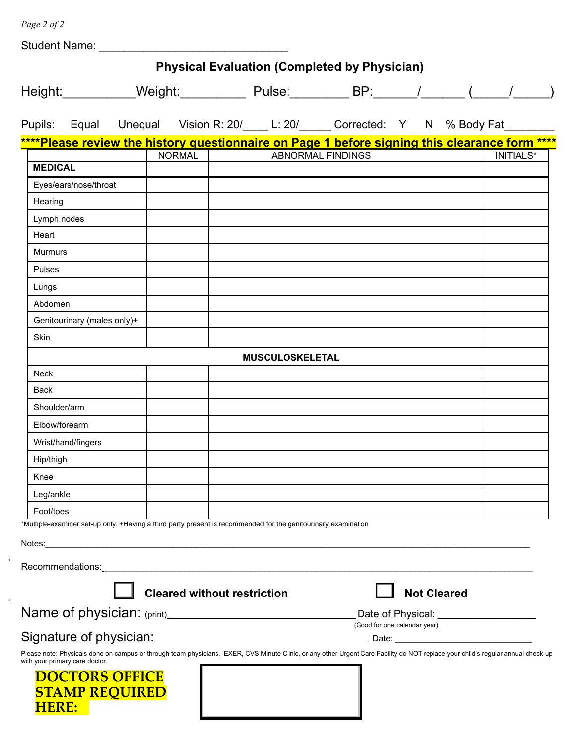Student Name: ______________________________

## Physical Evaluation (Completed by Physician)

Height:__________Weight:_________ Pulse:________ BP:______/______ (_____/_____)

Pupils: Equal Unequal Vision R: 20/____ L: 20/_____ Corrected: Y N % Body Fat________

**\*\*\*\*Please review the history questionnaire on Page 1 before signing this clearance form \*\*\*\***

| | NORMAL | ABNORMAL FINDINGS | INITIALS* |
|---|---|---|---|
| **MEDICAL** | | | |
| Eyes/ears/nose/throat | | | |
| Hearing | | | |
| Lymph nodes | | | |
| Heart | | | |
| Murmurs | | | |
| Pulses | | | |
| Lungs | | | |
| Abdomen | | | |
| Genitourinary (males only)+ | | | |
| Skin | | | |
| **MUSCULOSKELETAL** | | | |
| Neck | | | |
| Back | | | |
| Shoulder/arm | | | |
| Elbow/forearm | | | |
| Wrist/hand/fingers | | | |
| Hip/thigh | | | |
| Knee | | | |
| Leg/ankle | | | |
| Foot/toes | | | |

*Multiple-examiner set-up only. +Having a third party present is recommended for the genitourinary examination

Notes:______________________________________________________________________________

Recommendations:_____________________________________________________________________

☐ **Cleared without restriction** ☐ **Not Cleared**

Name of physician: (print)________________________________ Date of Physical: ________________
(Good for one calendar year)

Signature of physician:_________________________________ Date: ________________________

Please note: Physicals done on campus or through team physicians, EXER, CVS Minute Clinic, or any other Urgent Care Facility do NOT replace your child's regular annual check-up with your primary care doctor.

**DOCTORS OFFICE STAMP REQUIRED HERE:**